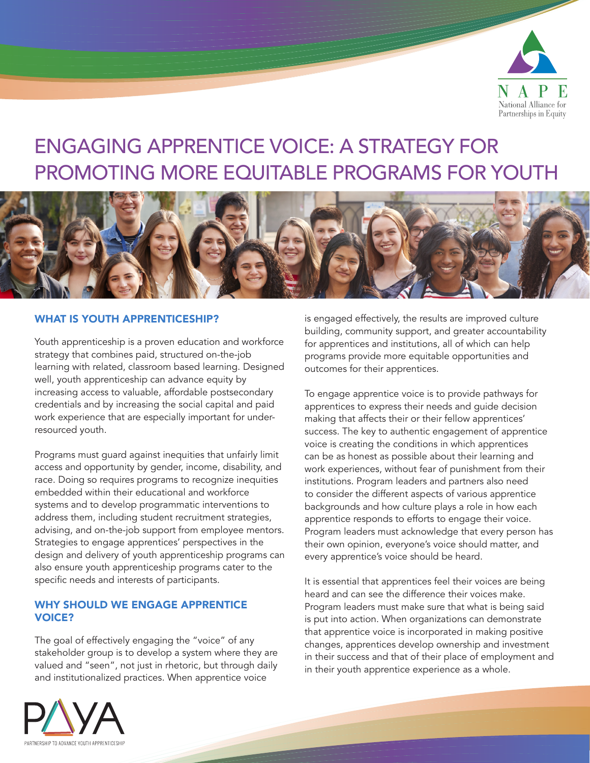NAPE
National Alliance for Partnerships in Equity

# ENGAGING APPRENTICE VOICE: A STRATEGY FOR PROMOTING MORE EQUITABLE PROGRAMS FOR YOUTH

## WHAT IS YOUTH APPRENTICESHIP?

Youth apprenticeship is a proven education and workforce strategy that combines paid, structured on-the-job learning with related, classroom based learning. Designed well, youth apprenticeship can advance equity by increasing access to valuable, affordable postsecondary credentials and by increasing the social capital and paid work experience that are especially important for under-resourced youth.

Programs must guard against inequities that unfairly limit access and opportunity by gender, income, disability, and race. Doing so requires programs to recognize inequities embedded within their educational and workforce systems and to develop programmatic interventions to address them, including student recruitment strategies, advising, and on-the-job support from employee mentors. Strategies to engage apprentices' perspectives in the design and delivery of youth apprenticeship programs can also ensure youth apprenticeship programs cater to the specific needs and interests of participants.

## WHY SHOULD WE ENGAGE APPRENTICE VOICE?

The goal of effectively engaging the "voice" of any stakeholder group is to develop a system where they are valued and "seen", not just in rhetoric, but through daily and institutionalized practices. When apprentice voice is engaged effectively, the results are improved culture building, community support, and greater accountability for apprentices and institutions, all of which can help programs provide more equitable opportunities and outcomes for their apprentices.

To engage apprentice voice is to provide pathways for apprentices to express their needs and guide decision making that affects their or their fellow apprentices' success. The key to authentic engagement of apprentice voice is creating the conditions in which apprentices can be as honest as possible about their learning and work experiences, without fear of punishment from their institutions. Program leaders and partners also need to consider the different aspects of various apprentice backgrounds and how culture plays a role in how each apprentice responds to efforts to engage their voice. Program leaders must acknowledge that every person has their own opinion, everyone's voice should matter, and every apprentice's voice should be heard.

It is essential that apprentices feel their voices are being heard and can see the difference their voices make. Program leaders must make sure that what is being said is put into action. When organizations can demonstrate that apprentice voice is incorporated in making positive changes, apprentices develop ownership and investment in their success and that of their place of employment and in their youth apprentice experience as a whole.

PAYA
PARTNERSHIP TO ADVANCE YOUTH APPRENTICESHIP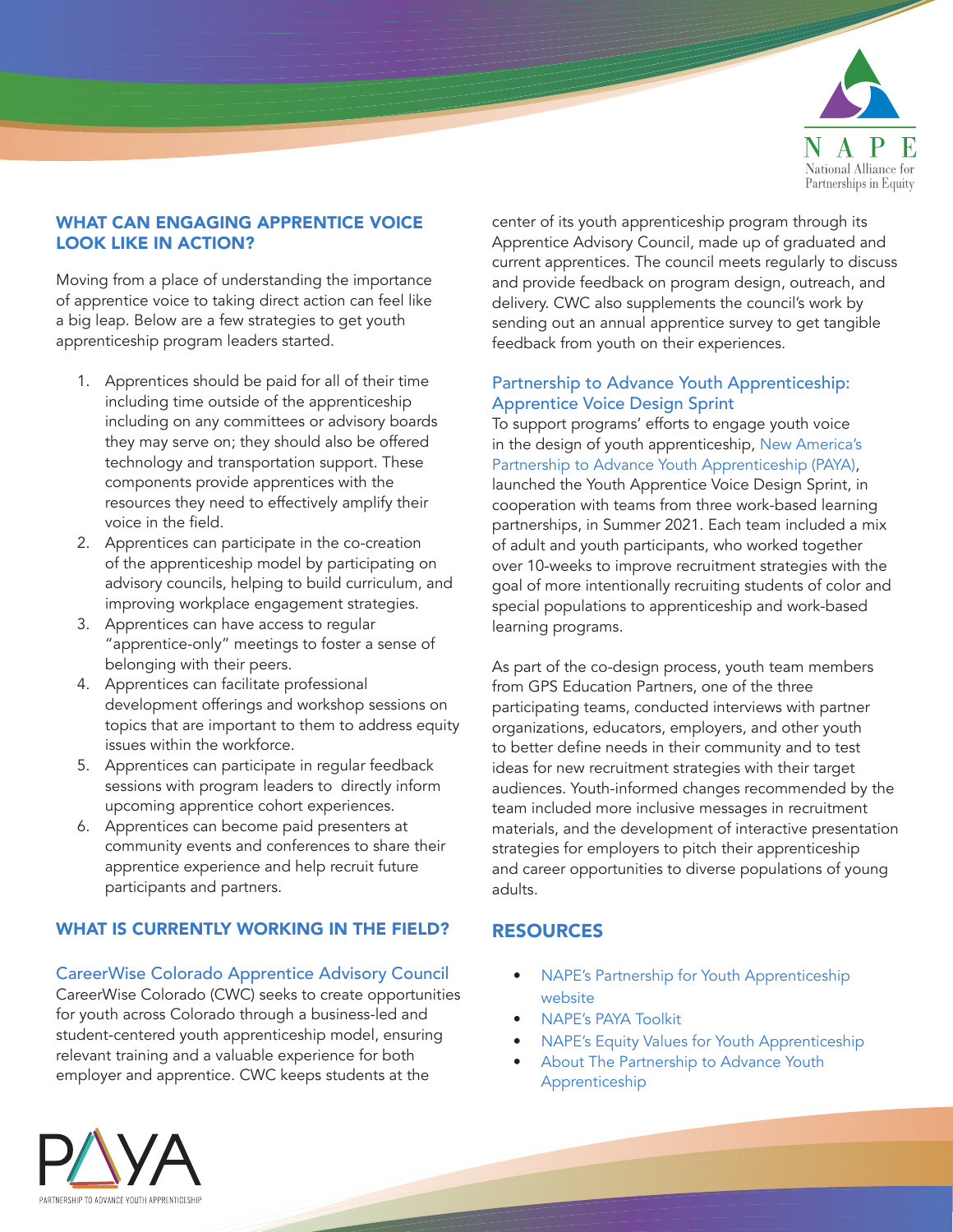## WHAT CAN ENGAGING APPRENTICE VOICE LOOK LIKE IN ACTION?

Moving from a place of understanding the importance of apprentice voice to taking direct action can feel like a big leap. Below are a few strategies to get youth apprenticeship program leaders started.

1. Apprentices should be paid for all of their time including time outside of the apprenticeship including on any committees or advisory boards they may serve on; they should also be offered technology and transportation support. These components provide apprentices with the resources they need to effectively amplify their voice in the field.
2. Apprentices can participate in the co-creation of the apprenticeship model by participating on advisory councils, helping to build curriculum, and improving workplace engagement strategies.
3. Apprentices can have access to regular "apprentice-only" meetings to foster a sense of belonging with their peers.
4. Apprentices can facilitate professional development offerings and workshop sessions on topics that are important to them to address equity issues within the workforce.
5. Apprentices can participate in regular feedback sessions with program leaders to directly inform upcoming apprentice cohort experiences.
6. Apprentices can become paid presenters at community events and conferences to share their apprentice experience and help recruit future participants and partners.

## WHAT IS CURRENTLY WORKING IN THE FIELD?

### CareerWise Colorado Apprentice Advisory Council

CareerWise Colorado (CWC) seeks to create opportunities for youth across Colorado through a business-led and student-centered youth apprenticeship model, ensuring relevant training and a valuable experience for both employer and apprentice. CWC keeps students at the center of its youth apprenticeship program through its Apprentice Advisory Council, made up of graduated and current apprentices. The council meets regularly to discuss and provide feedback on program design, outreach, and delivery. CWC also supplements the council's work by sending out an annual apprentice survey to get tangible feedback from youth on their experiences.

### Partnership to Advance Youth Apprenticeship: Apprentice Voice Design Sprint

To support programs' efforts to engage youth voice in the design of youth apprenticeship, New America's Partnership to Advance Youth Apprenticeship (PAYA), launched the Youth Apprentice Voice Design Sprint, in cooperation with teams from three work-based learning partnerships, in Summer 2021. Each team included a mix of adult and youth participants, who worked together over 10-weeks to improve recruitment strategies with the goal of more intentionally recruiting students of color and special populations to apprenticeship and work-based learning programs.

As part of the co-design process, youth team members from GPS Education Partners, one of the three participating teams, conducted interviews with partner organizations, educators, employers, and other youth to better define needs in their community and to test ideas for new recruitment strategies with their target audiences. Youth-informed changes recommended by the team included more inclusive messages in recruitment materials, and the development of interactive presentation strategies for employers to pitch their apprenticeship and career opportunities to diverse populations of young adults.

## RESOURCES

- NAPE's Partnership for Youth Apprenticeship website
- NAPE's PAYA Toolkit
- NAPE's Equity Values for Youth Apprenticeship
- About The Partnership to Advance Youth Apprenticeship